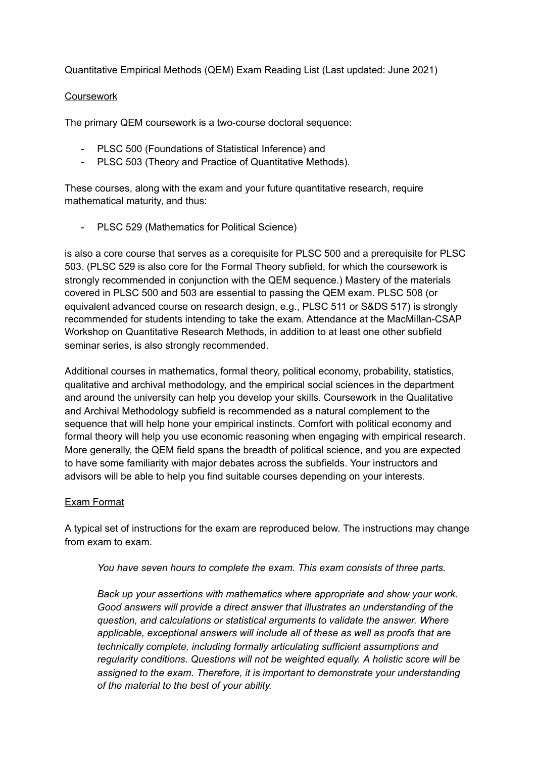Quantitative Empirical Methods (QEM) Exam Reading List (Last updated: June 2021)

## Coursework

The primary QEM coursework is a two-course doctoral sequence:

- PLSC 500 (Foundations of Statistical Inference) and
- PLSC 503 (Theory and Practice of Quantitative Methods).

These courses, along with the exam and your future quantitative research, require mathematical maturity, and thus:

- PLSC 529 (Mathematics for Political Science)

is also a core course that serves as a corequisite for PLSC 500 and a prerequisite for PLSC 503. (PLSC 529 is also core for the Formal Theory subfield, for which the coursework is strongly recommended in conjunction with the QEM sequence.) Mastery of the materials covered in PLSC 500 and 503 are essential to passing the QEM exam. PLSC 508 (or equivalent advanced course on research design, e.g., PLSC 511 or S&DS 517) is strongly recommended for students intending to take the exam. Attendance at the MacMillan-CSAP Workshop on Quantitative Research Methods, in addition to at least one other subfield seminar series, is also strongly recommended.

Additional courses in mathematics, formal theory, political economy, probability, statistics, qualitative and archival methodology, and the empirical social sciences in the department and around the university can help you develop your skills. Coursework in the Qualitative and Archival Methodology subfield is recommended as a natural complement to the sequence that will help hone your empirical instincts. Comfort with political economy and formal theory will help you use economic reasoning when engaging with empirical research. More generally, the QEM field spans the breadth of political science, and you are expected to have some familiarity with major debates across the subfields. Your instructors and advisors will be able to help you find suitable courses depending on your interests.

## Exam Format

A typical set of instructions for the exam are reproduced below. The instructions may change from exam to exam.

> *You have seven hours to complete the exam. This exam consists of three parts.*
>
> *Back up your assertions with mathematics where appropriate and show your work. Good answers will provide a direct answer that illustrates an understanding of the question, and calculations or statistical arguments to validate the answer. Where applicable, exceptional answers will include all of these as well as proofs that are technically complete, including formally articulating sufficient assumptions and regularity conditions. Questions will not be weighted equally. A holistic score will be assigned to the exam. Therefore, it is important to demonstrate your understanding of the material to the best of your ability.*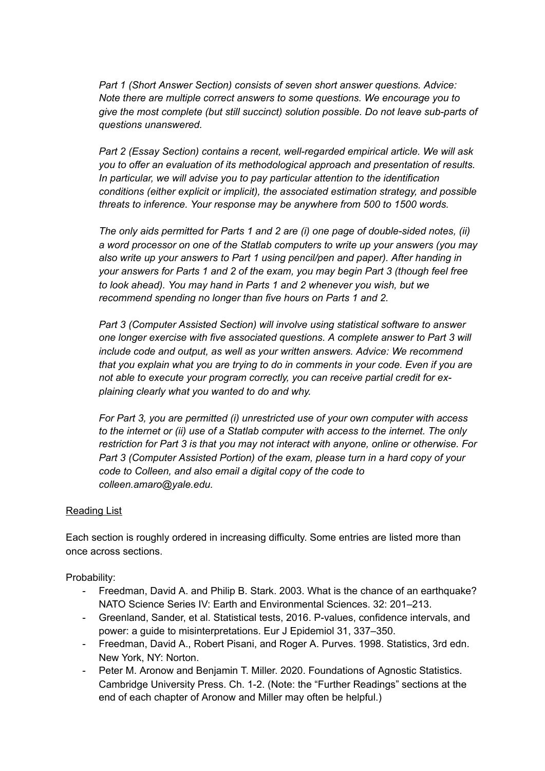*Part 1 (Short Answer Section) consists of seven short answer questions. Advice: Note there are multiple correct answers to some questions. We encourage you to give the most complete (but still succinct) solution possible. Do not leave sub-parts of questions unanswered.*

*Part 2 (Essay Section) contains a recent, well-regarded empirical article. We will ask you to offer an evaluation of its methodological approach and presentation of results. In particular, we will advise you to pay particular attention to the identification conditions (either explicit or implicit), the associated estimation strategy, and possible threats to inference. Your response may be anywhere from 500 to 1500 words.*

*The only aids permitted for Parts 1 and 2 are (i) one page of double-sided notes, (ii) a word processor on one of the Statlab computers to write up your answers (you may also write up your answers to Part 1 using pencil/pen and paper). After handing in your answers for Parts 1 and 2 of the exam, you may begin Part 3 (though feel free to look ahead). You may hand in Parts 1 and 2 whenever you wish, but we recommend spending no longer than five hours on Parts 1 and 2.*

*Part 3 (Computer Assisted Section) will involve using statistical software to answer one longer exercise with five associated questions. A complete answer to Part 3 will include code and output, as well as your written answers. Advice: We recommend that you explain what you are trying to do in comments in your code. Even if you are not able to execute your program correctly, you can receive partial credit for explaining clearly what you wanted to do and why.*

*For Part 3, you are permitted (i) unrestricted use of your own computer with access to the internet or (ii) use of a Statlab computer with access to the internet. The only restriction for Part 3 is that you may not interact with anyone, online or otherwise. For Part 3 (Computer Assisted Portion) of the exam, please turn in a hard copy of your code to Colleen, and also email a digital copy of the code to colleen.amaro@yale.edu.*

<u>Reading List</u>

Each section is roughly ordered in increasing difficulty. Some entries are listed more than once across sections.

Probability:

- Freedman, David A. and Philip B. Stark. 2003. What is the chance of an earthquake? NATO Science Series IV: Earth and Environmental Sciences. 32: 201–213.
- Greenland, Sander, et al. Statistical tests, 2016. P-values, confidence intervals, and power: a guide to misinterpretations. Eur J Epidemiol 31, 337–350.
- Freedman, David A., Robert Pisani, and Roger A. Purves. 1998. Statistics, 3rd edn. New York, NY: Norton.
- Peter M. Aronow and Benjamin T. Miller. 2020. Foundations of Agnostic Statistics. Cambridge University Press. Ch. 1-2. (Note: the "Further Readings" sections at the end of each chapter of Aronow and Miller may often be helpful.)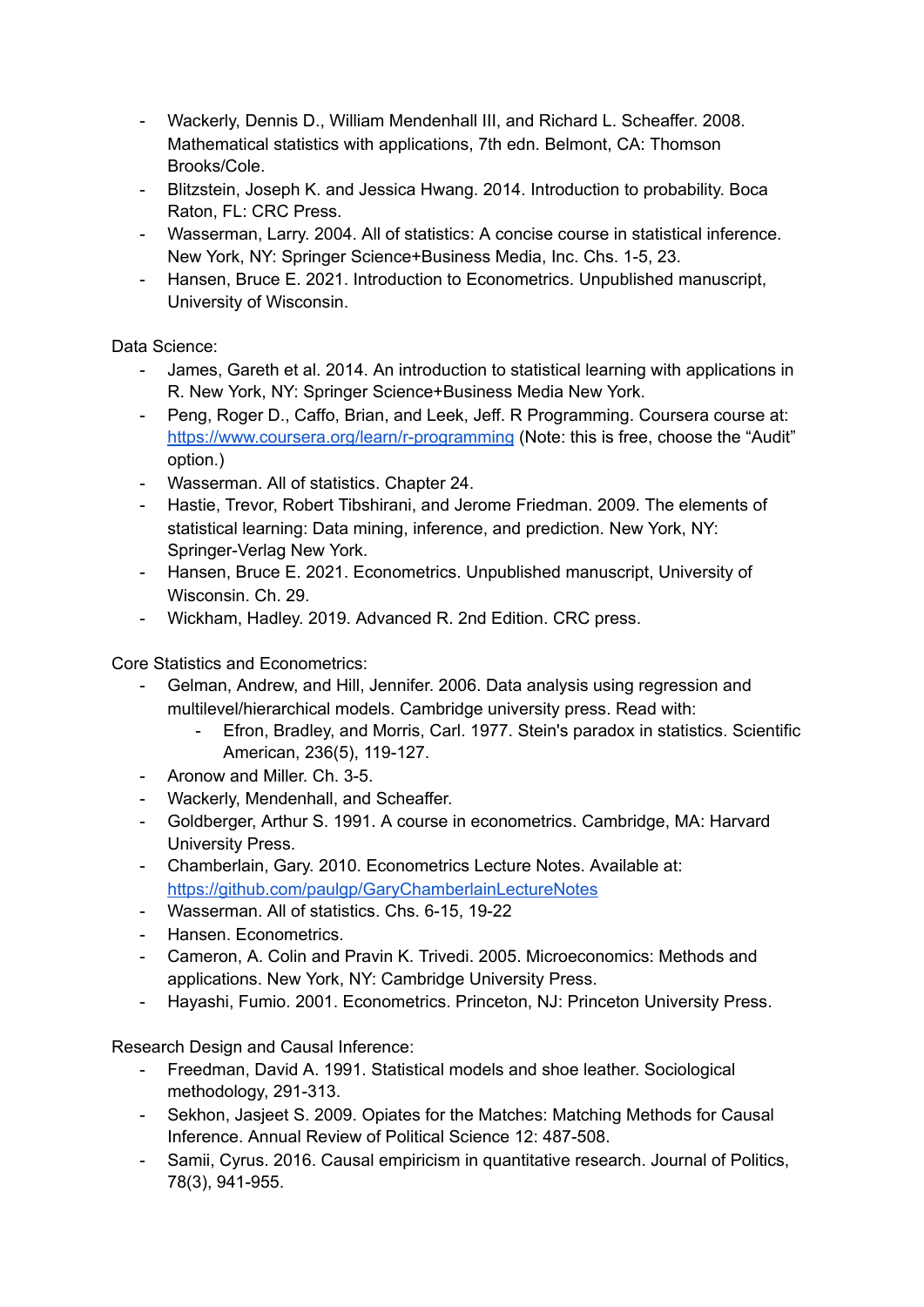- Wackerly, Dennis D., William Mendenhall III, and Richard L. Scheaffer. 2008. Mathematical statistics with applications, 7th edn. Belmont, CA: Thomson Brooks/Cole.
- Blitzstein, Joseph K. and Jessica Hwang. 2014. Introduction to probability. Boca Raton, FL: CRC Press.
- Wasserman, Larry. 2004. All of statistics: A concise course in statistical inference. New York, NY: Springer Science+Business Media, Inc. Chs. 1-5, 23.
- Hansen, Bruce E. 2021. Introduction to Econometrics. Unpublished manuscript, University of Wisconsin.

Data Science:

- James, Gareth et al. 2014. An introduction to statistical learning with applications in R. New York, NY: Springer Science+Business Media New York.
- Peng, Roger D., Caffo, Brian, and Leek, Jeff. R Programming. Coursera course at: [https://www.coursera.org/learn/r-programming](https://www.coursera.org/learn/r-programming) (Note: this is free, choose the "Audit" option.)
- Wasserman. All of statistics. Chapter 24.
- Hastie, Trevor, Robert Tibshirani, and Jerome Friedman. 2009. The elements of statistical learning: Data mining, inference, and prediction. New York, NY: Springer-Verlag New York.
- Hansen, Bruce E. 2021. Econometrics. Unpublished manuscript, University of Wisconsin. Ch. 29.
- Wickham, Hadley. 2019. Advanced R. 2nd Edition. CRC press.

Core Statistics and Econometrics:

- Gelman, Andrew, and Hill, Jennifer. 2006. Data analysis using regression and multilevel/hierarchical models. Cambridge university press. Read with:
    - Efron, Bradley, and Morris, Carl. 1977. Stein's paradox in statistics. Scientific American, 236(5), 119-127.
- Aronow and Miller. Ch. 3-5.
- Wackerly, Mendenhall, and Scheaffer.
- Goldberger, Arthur S. 1991. A course in econometrics. Cambridge, MA: Harvard University Press.
- Chamberlain, Gary. 2010. Econometrics Lecture Notes. Available at: [https://github.com/paulgp/GaryChamberlainLectureNotes](https://github.com/paulgp/GaryChamberlainLectureNotes)
- Wasserman. All of statistics. Chs. 6-15, 19-22
- Hansen. Econometrics.
- Cameron, A. Colin and Pravin K. Trivedi. 2005. Microeconomics: Methods and applications. New York, NY: Cambridge University Press.
- Hayashi, Fumio. 2001. Econometrics. Princeton, NJ: Princeton University Press.

Research Design and Causal Inference:

- Freedman, David A. 1991. Statistical models and shoe leather. Sociological methodology, 291-313.
- Sekhon, Jasjeet S. 2009. Opiates for the Matches: Matching Methods for Causal Inference. Annual Review of Political Science 12: 487-508.
- Samii, Cyrus. 2016. Causal empiricism in quantitative research. Journal of Politics, 78(3), 941-955.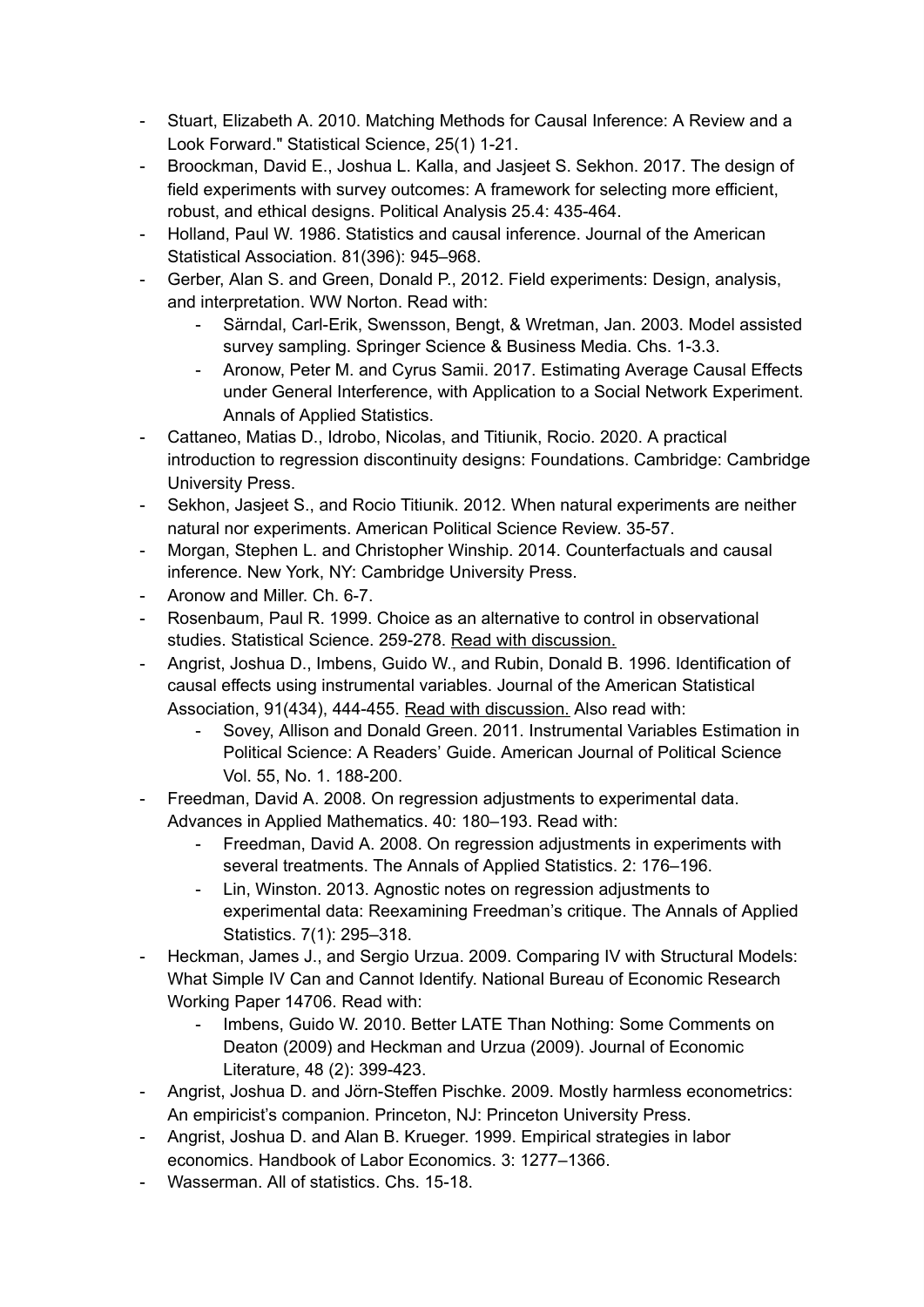- Stuart, Elizabeth A. 2010. Matching Methods for Causal Inference: A Review and a Look Forward." Statistical Science, 25(1) 1-21.
- Broockman, David E., Joshua L. Kalla, and Jasjeet S. Sekhon. 2017. The design of field experiments with survey outcomes: A framework for selecting more efficient, robust, and ethical designs. Political Analysis 25.4: 435-464.
- Holland, Paul W. 1986. Statistics and causal inference. Journal of the American Statistical Association. 81(396): 945–968.
- Gerber, Alan S. and Green, Donald P., 2012. Field experiments: Design, analysis, and interpretation. WW Norton. Read with:
    - Särndal, Carl-Erik, Swensson, Bengt, & Wretman, Jan. 2003. Model assisted survey sampling. Springer Science & Business Media. Chs. 1-3.3.
    - Aronow, Peter M. and Cyrus Samii. 2017. Estimating Average Causal Effects under General Interference, with Application to a Social Network Experiment. Annals of Applied Statistics.
- Cattaneo, Matias D., Idrobo, Nicolas, and Titiunik, Rocio. 2020. A practical introduction to regression discontinuity designs: Foundations. Cambridge: Cambridge University Press.
- Sekhon, Jasjeet S., and Rocio Titiunik. 2012. When natural experiments are neither natural nor experiments. American Political Science Review. 35-57.
- Morgan, Stephen L. and Christopher Winship. 2014. Counterfactuals and causal inference. New York, NY: Cambridge University Press.
- Aronow and Miller. Ch. 6-7.
- Rosenbaum, Paul R. 1999. Choice as an alternative to control in observational studies. Statistical Science. 259-278. Read with discussion.
- Angrist, Joshua D., Imbens, Guido W., and Rubin, Donald B. 1996. Identification of causal effects using instrumental variables. Journal of the American Statistical Association, 91(434), 444-455. Read with discussion. Also read with:
    - Sovey, Allison and Donald Green. 2011. Instrumental Variables Estimation in Political Science: A Readers' Guide. American Journal of Political Science Vol. 55, No. 1. 188-200.
- Freedman, David A. 2008. On regression adjustments to experimental data. Advances in Applied Mathematics. 40: 180–193. Read with:
    - Freedman, David A. 2008. On regression adjustments in experiments with several treatments. The Annals of Applied Statistics. 2: 176–196.
    - Lin, Winston. 2013. Agnostic notes on regression adjustments to experimental data: Reexamining Freedman's critique. The Annals of Applied Statistics. 7(1): 295–318.
- Heckman, James J., and Sergio Urzua. 2009. Comparing IV with Structural Models: What Simple IV Can and Cannot Identify. National Bureau of Economic Research Working Paper 14706. Read with:
    - Imbens, Guido W. 2010. Better LATE Than Nothing: Some Comments on Deaton (2009) and Heckman and Urzua (2009). Journal of Economic Literature, 48 (2): 399-423.
- Angrist, Joshua D. and Jörn-Steffen Pischke. 2009. Mostly harmless econometrics: An empiricist's companion. Princeton, NJ: Princeton University Press.
- Angrist, Joshua D. and Alan B. Krueger. 1999. Empirical strategies in labor economics. Handbook of Labor Economics. 3: 1277–1366.
- Wasserman. All of statistics. Chs. 15-18.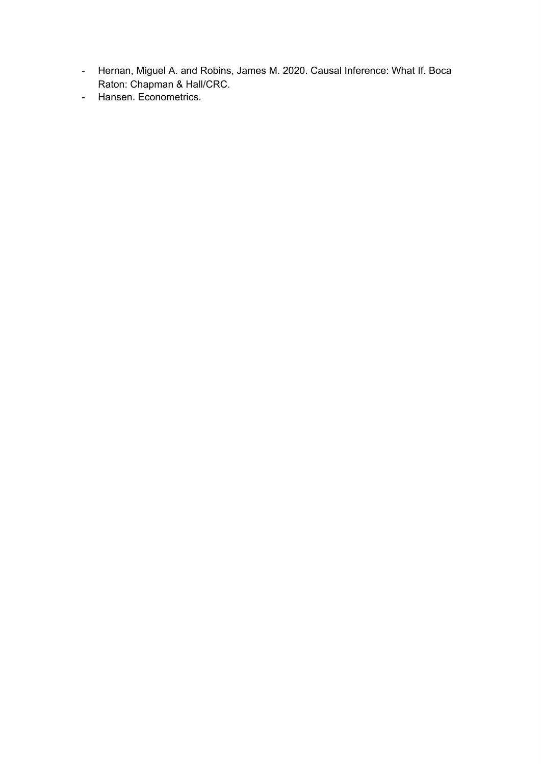- Hernan, Miguel A. and Robins, James M. 2020. Causal Inference: What If. Boca Raton: Chapman & Hall/CRC.
- Hansen. Econometrics.